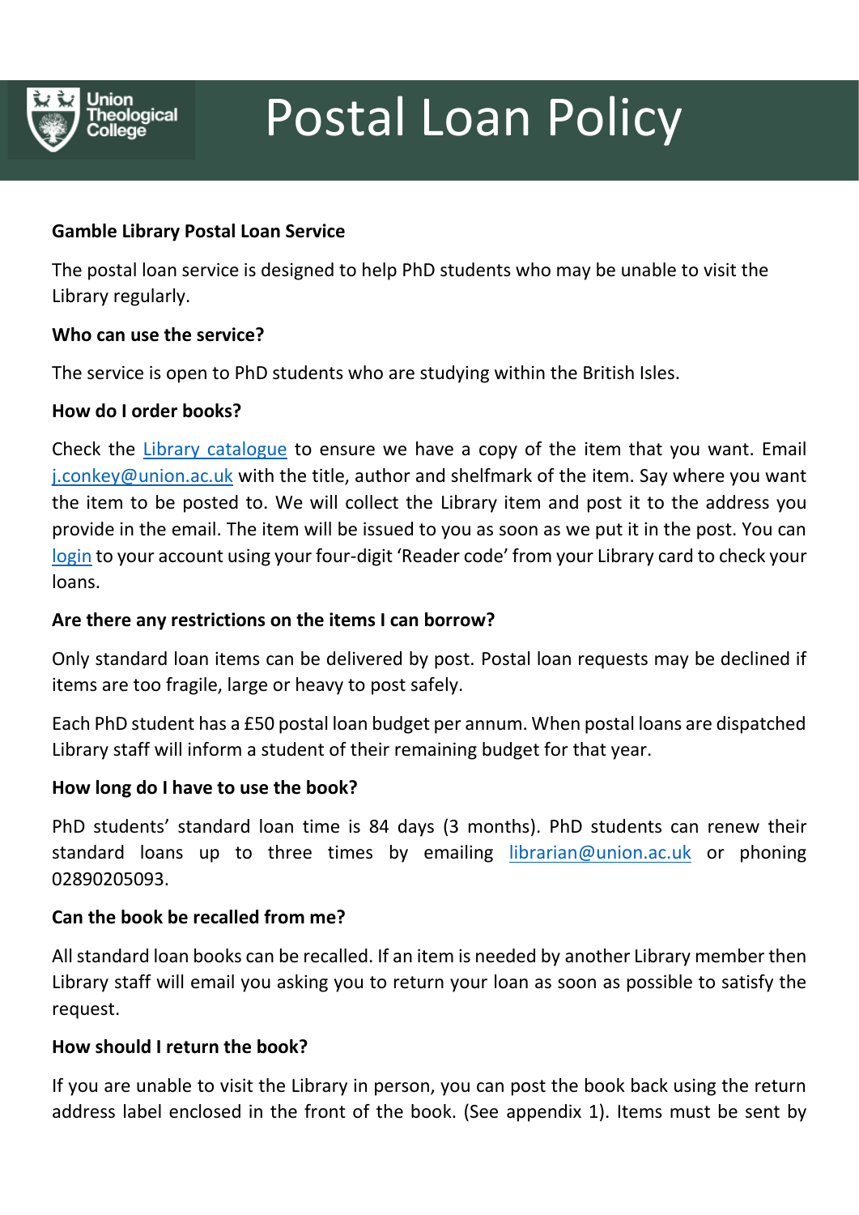# Postal Loan Policy

**Gamble Library Postal Loan Service**

The postal loan service is designed to help PhD students who may be unable to visit the Library regularly.

**Who can use the service?**

The service is open to PhD students who are studying within the British Isles.

**How do I order books?**

Check the Library catalogue to ensure we have a copy of the item that you want. Email j.conkey@union.ac.uk with the title, author and shelfmark of the item. Say where you want the item to be posted to. We will collect the Library item and post it to the address you provide in the email. The item will be issued to you as soon as we put it in the post. You can login to your account using your four-digit 'Reader code' from your Library card to check your loans.

**Are there any restrictions on the items I can borrow?**

Only standard loan items can be delivered by post. Postal loan requests may be declined if items are too fragile, large or heavy to post safely.

Each PhD student has a £50 postal loan budget per annum. When postal loans are dispatched Library staff will inform a student of their remaining budget for that year.

**How long do I have to use the book?**

PhD students' standard loan time is 84 days (3 months). PhD students can renew their standard loans up to three times by emailing librarian@union.ac.uk or phoning 02890205093.

**Can the book be recalled from me?**

All standard loan books can be recalled. If an item is needed by another Library member then Library staff will email you asking you to return your loan as soon as possible to satisfy the request.

**How should I return the book?**

If you are unable to visit the Library in person, you can post the book back using the return address label enclosed in the front of the book. (See appendix 1). Items must be sent by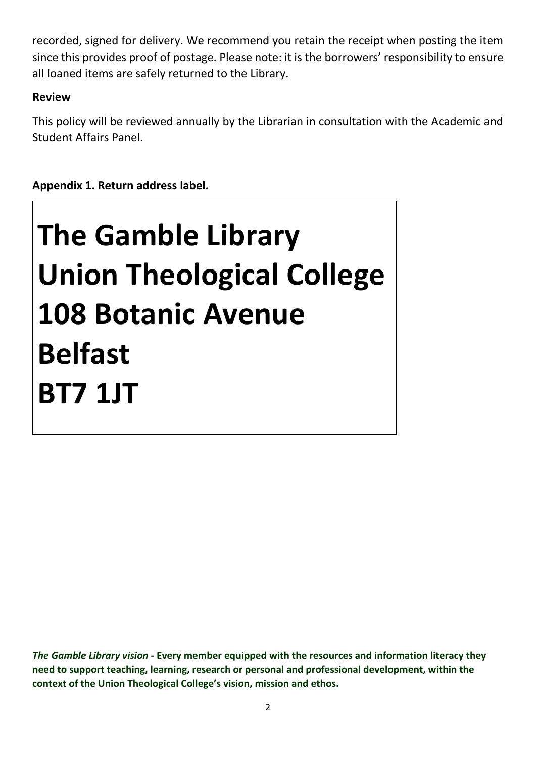recorded, signed for delivery. We recommend you retain the receipt when posting the item since this provides proof of postage. Please note: it is the borrowers' responsibility to ensure all loaned items are safely returned to the Library.

**Review**

This policy will be reviewed annually by the Librarian in consultation with the Academic and Student Affairs Panel.

**Appendix 1. Return address label.**

**The Gamble Library**
**Union Theological College**
**108 Botanic Avenue**
**Belfast**
**BT7 1JT**

***The Gamble Library vision*** **- Every member equipped with the resources and information literacy they need to support teaching, learning, research or personal and professional development, within the context of the Union Theological College's vision, mission and ethos.**